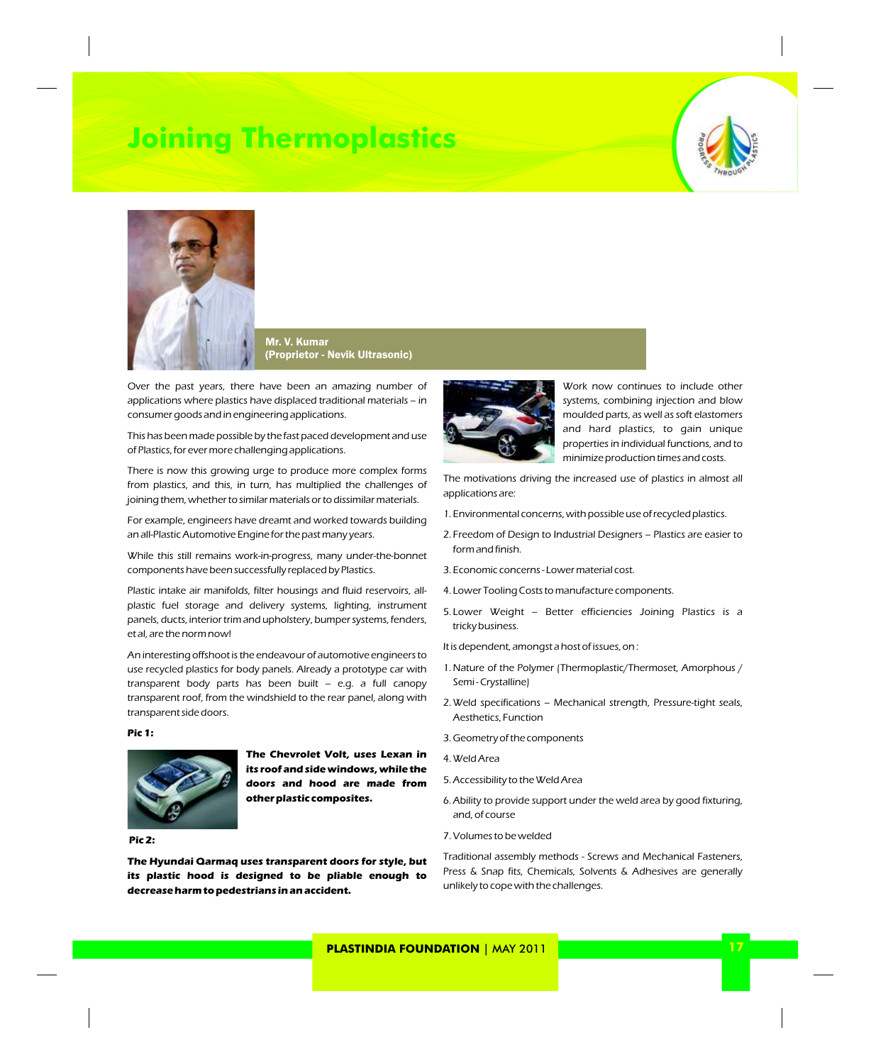# Joining Thermoplastics

**Mr. V. Kumar**
**(Proprietor - Nevik Ultrasonic)**

Over the past years, there have been an amazing number of applications where plastics have displaced traditional materials – in consumer goods and in engineering applications.

This has been made possible by the fast paced development and use of Plastics, for ever more challenging applications.

There is now this growing urge to produce more complex forms from plastics, and this, in turn, has multiplied the challenges of joining them, whether to similar materials or to dissimilar materials.

For example, engineers have dreamt and worked towards building an all-Plastic Automotive Engine for the past many years.

While this still remains work-in-progress, many under-the-bonnet components have been successfully replaced by Plastics.

Plastic intake air manifolds, filter housings and fluid reservoirs, all-plastic fuel storage and delivery systems, lighting, instrument panels, ducts, interior trim and upholstery, bumper systems, fenders, et al, are the norm now!

An interesting offshoot is the endeavour of automotive engineers to use recycled plastics for body panels. Already a prototype car with transparent body parts has been built – e.g. a full canopy transparent roof, from the windshield to the rear panel, along with transparent side doors.

**Pic 1:**

**The Chevrolet Volt, uses Lexan in its roof and side windows, while the doors and hood are made from other plastic composites.**

**Pic 2:**

**The Hyundai Qarmaq uses transparent doors for style, but its plastic hood is designed to be pliable enough to decrease harm to pedestrians in an accident.**

Work now continues to include other systems, combining injection and blow moulded parts, as well as soft elastomers and hard plastics, to gain unique properties in individual functions, and to minimize production times and costs.

The motivations driving the increased use of plastics in almost all applications are:

1. Environmental concerns, with possible use of recycled plastics.
2. Freedom of Design to Industrial Designers – Plastics are easier to form and finish.
3. Economic concerns - Lower material cost.
4. Lower Tooling Costs to manufacture components.
5. Lower Weight – Better efficiencies Joining Plastics is a tricky business.

It is dependent, amongst a host of issues, on :

1. Nature of the Polymer (Thermoplastic/Thermoset, Amorphous / Semi - Crystalline)
2. Weld specifications – Mechanical strength, Pressure-tight seals, Aesthetics, Function
3. Geometry of the components
4. Weld Area
5. Accessibility to the Weld Area
6. Ability to provide support under the weld area by good fixturing, and, of course
7. Volumes to be welded

Traditional assembly methods - Screws and Mechanical Fasteners, Press & Snap fits, Chemicals, Solvents & Adhesives are generally unlikely to cope with the challenges.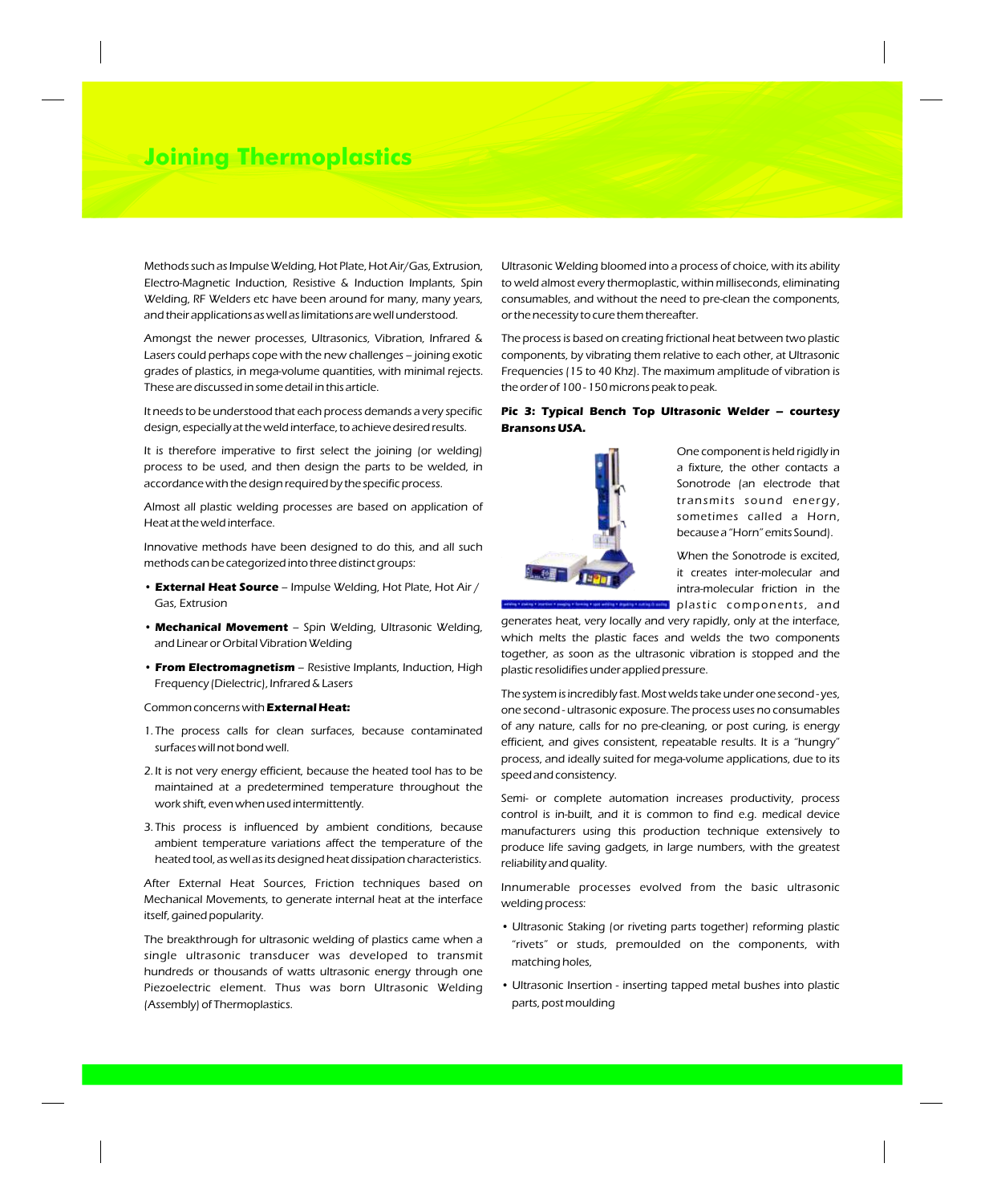# Joining Thermoplastics

Methods such as Impulse Welding, Hot Plate, Hot Air/Gas, Extrusion, Electro-Magnetic Induction, Resistive & Induction Implants, Spin Welding, RF Welders etc have been around for many, many years, and their applications as well as limitations are well understood.

Amongst the newer processes, Ultrasonics, Vibration, Infrared & Lasers could perhaps cope with the new challenges – joining exotic grades of plastics, in mega-volume quantities, with minimal rejects. These are discussed in some detail in this article.

It needs to be understood that each process demands a very specific design, especially at the weld interface, to achieve desired results.

It is therefore imperative to first select the joining (or welding) process to be used, and then design the parts to be welded, in accordance with the design required by the specific process.

Almost all plastic welding processes are based on application of Heat at the weld interface.

Innovative methods have been designed to do this, and all such methods can be categorized into three distinct groups:

- **External Heat Source** – Impulse Welding, Hot Plate, Hot Air / Gas, Extrusion
- **Mechanical Movement** – Spin Welding, Ultrasonic Welding, and Linear or Orbital Vibration Welding
- **From Electromagnetism** – Resistive Implants, Induction, High Frequency (Dielectric), Infrared & Lasers

Common concerns with **External Heat:**

1. The process calls for clean surfaces, because contaminated surfaces will not bond well.
2. It is not very energy efficient, because the heated tool has to be maintained at a predetermined temperature throughout the work shift, even when used intermittently.
3. This process is influenced by ambient conditions, because ambient temperature variations affect the temperature of the heated tool, as well as its designed heat dissipation characteristics.

After External Heat Sources, Friction techniques based on Mechanical Movements, to generate internal heat at the interface itself, gained popularity.

The breakthrough for ultrasonic welding of plastics came when a single ultrasonic transducer was developed to transmit hundreds or thousands of watts ultrasonic energy through one Piezoelectric element. Thus was born Ultrasonic Welding (Assembly) of Thermoplastics.

Ultrasonic Welding bloomed into a process of choice, with its ability to weld almost every thermoplastic, within milliseconds, eliminating consumables, and without the need to pre-clean the components, or the necessity to cure them thereafter.

The process is based on creating frictional heat between two plastic components, by vibrating them relative to each other, at Ultrasonic Frequencies (15 to 40 Khz). The maximum amplitude of vibration is the order of 100 - 150 microns peak to peak.

**Pic 3: Typical Bench Top Ultrasonic Welder – courtesy Bransons USA.**

One component is held rigidly in a fixture, the other contacts a Sonotrode (an electrode that transmits sound energy, sometimes called a Horn, because a "Horn" emits Sound).

When the Sonotrode is excited, it creates inter-molecular and intra-molecular friction in the plastic components, and generates heat, very locally and very rapidly, only at the interface, which melts the plastic faces and welds the two components together, as soon as the ultrasonic vibration is stopped and the plastic resolidifies under applied pressure.

The system is incredibly fast. Most welds take under one second - yes, one second - ultrasonic exposure. The process uses no consumables of any nature, calls for no pre-cleaning, or post curing, is energy efficient, and gives consistent, repeatable results. It is a "hungry" process, and ideally suited for mega-volume applications, due to its speed and consistency.

Semi- or complete automation increases productivity, process control is in-built, and it is common to find e.g. medical device manufacturers using this production technique extensively to produce life saving gadgets, in large numbers, with the greatest reliability and quality.

Innumerable processes evolved from the basic ultrasonic welding process:

- Ultrasonic Staking (or riveting parts together) reforming plastic "rivets" or studs, premoulded on the components, with matching holes,
- Ultrasonic Insertion - inserting tapped metal bushes into plastic parts, post moulding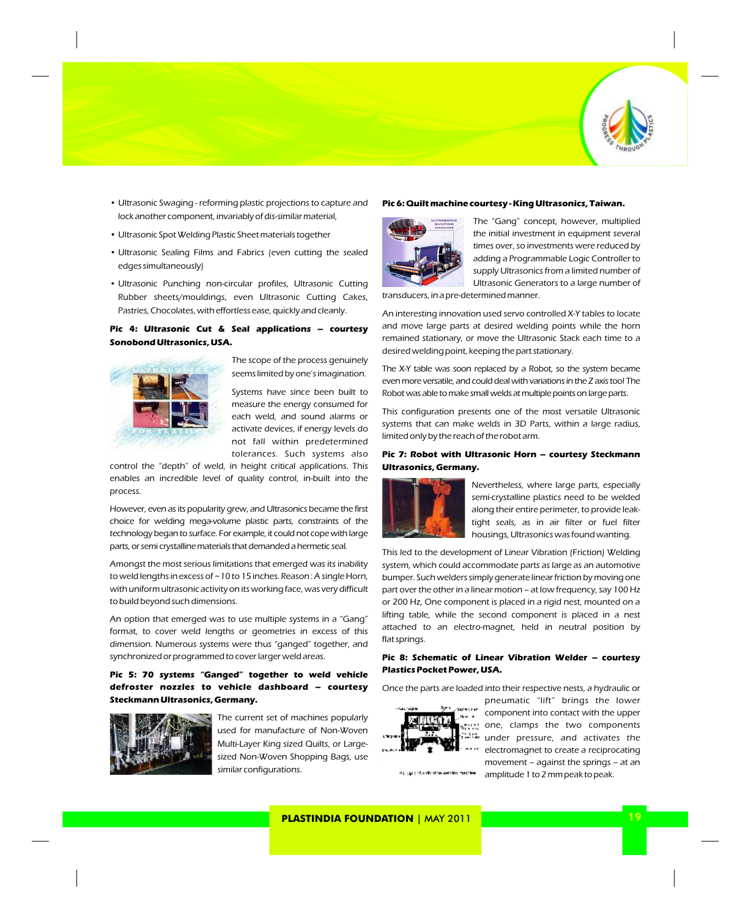- Ultrasonic Swaging - reforming plastic projections to capture and lock another component, invariably of dis-similar material,
- Ultrasonic Spot Welding Plastic Sheet materials together
- Ultrasonic Sealing Films and Fabrics (even cutting the sealed edges simultaneously)
- Ultrasonic Punching non-circular profiles, Ultrasonic Cutting Rubber sheets/mouldings, even Ultrasonic Cutting Cakes, Pastries, Chocolates, with effortless ease, quickly and cleanly.

**Pic 4: Ultrasonic Cut & Seal applications – courtesy Sonobond Ultrasonics, USA.**

The scope of the process genuinely seems limited by one's imagination.

Systems have since been built to measure the energy consumed for each weld, and sound alarms or activate devices, if energy levels do not fall within predetermined tolerances. Such systems also control the "depth" of weld, in height critical applications. This enables an incredible level of quality control, in-built into the process.

However, even as its popularity grew, and Ultrasonics became the first choice for welding mega-volume plastic parts, constraints of the technology began to surface. For example, it could not cope with large parts, or semi crystalline materials that demanded a hermetic seal.

Amongst the most serious limitations that emerged was its inability to weld lengths in excess of ~ 10 to 15 inches. Reason : A single Horn, with uniform ultrasonic activity on its working face, was very difficult to build beyond such dimensions.

An option that emerged was to use multiple systems in a "Gang" format, to cover weld lengths or geometries in excess of this dimension. Numerous systems were thus "ganged" together, and synchronized or programmed to cover larger weld areas.

**Pic 5: 70 systems "Ganged" together to weld vehicle defroster nozzles to vehicle dashboard – courtesy Steckmann Ultrasonics, Germany.**

The current set of machines popularly used for manufacture of Non-Woven Multi-Layer King sized Quilts, or Large-sized Non-Woven Shopping Bags, use similar configurations.

**Pic 6: Quilt machine courtesy - King Ultrasonics, Taiwan.**

The "Gang" concept, however, multiplied the initial investment in equipment several times over, so investments were reduced by adding a Programmable Logic Controller to supply Ultrasonics from a limited number of Ultrasonic Generators to a large number of transducers, in a pre-determined manner.

An interesting innovation used servo controlled X-Y tables to locate and move large parts at desired welding points while the horn remained stationary, or move the Ultrasonic Stack each time to a desired welding point, keeping the part stationary.

The X-Y table was soon replaced by a Robot, so the system became even more versatile, and could deal with variations in the Z axis too! The Robot was able to make small welds at multiple points on large parts.

This configuration presents one of the most versatile Ultrasonic systems that can make welds in 3D Parts, within a large radius, limited only by the reach of the robot arm.

**Pic 7: Robot with Ultrasonic Horn – courtesy Steckmann Ultrasonics, Germany.**

Nevertheless, where large parts, especially semi-crystalline plastics need to be welded along their entire perimeter, to provide leak-tight seals, as in air filter or fuel filter housings, Ultrasonics was found wanting.

This led to the development of Linear Vibration (Friction) Welding system, which could accommodate parts as large as an automotive bumper. Such welders simply generate linear friction by moving one part over the other in a linear motion – at low frequency, say 100 Hz or 200 Hz, One component is placed in a rigid nest, mounted on a lifting table, while the second component is placed in a nest attached to an electro-magnet, held in neutral position by flat springs.

**Pic 8: Schematic of Linear Vibration Welder – courtesy Plastics Pocket Power, USA.**

Once the parts are loaded into their respective nests, a hydraulic or pneumatic "lift" brings the lower component into contact with the upper one, clamps the two components under pressure, and activates the electromagnet to create a reciprocating movement – against the springs – at an amplitude 1 to 2 mm peak to peak.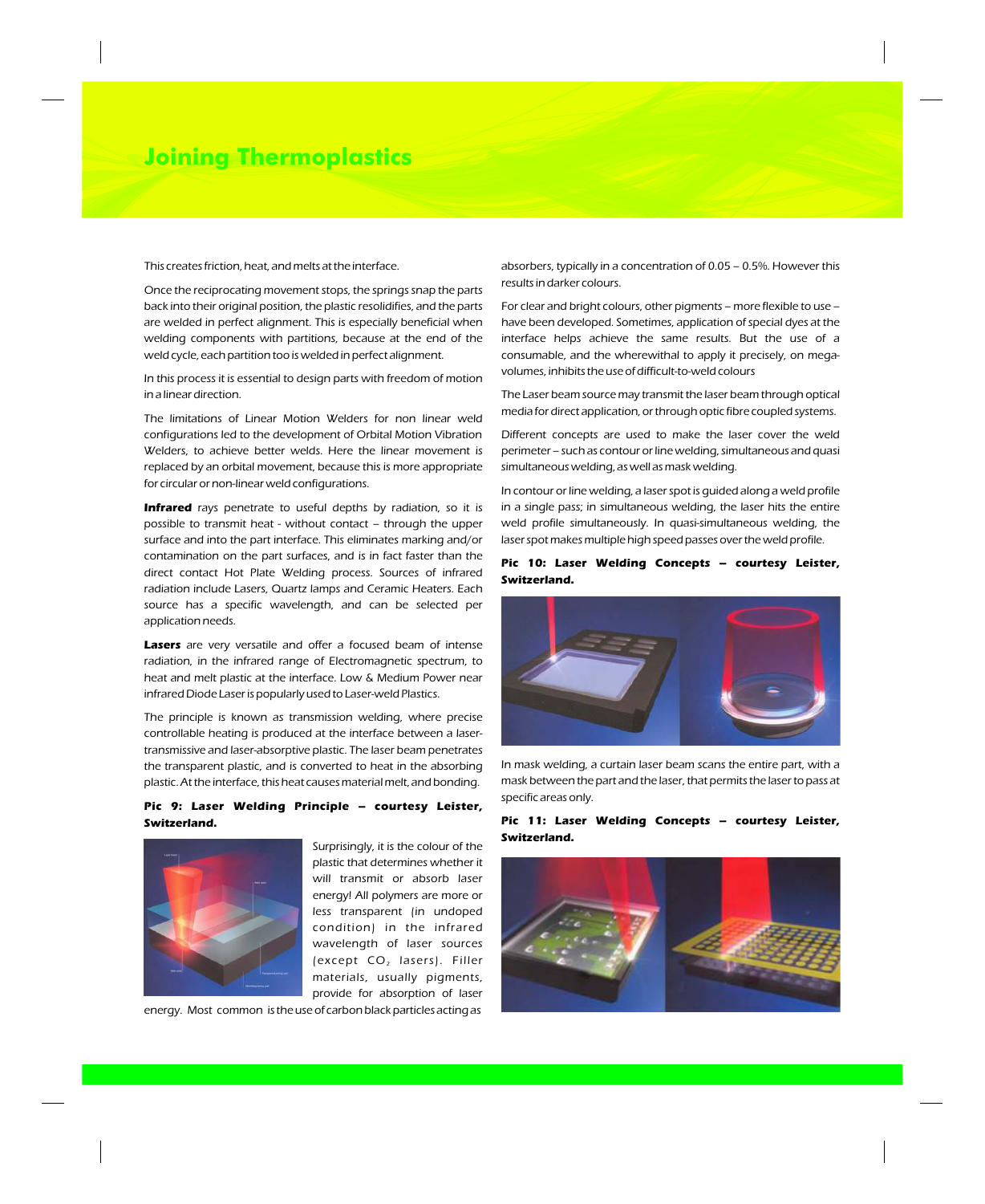# Joining Thermoplastics

This creates friction, heat, and melts at the interface.

Once the reciprocating movement stops, the springs snap the parts back into their original position, the plastic resolidifies, and the parts are welded in perfect alignment. This is especially beneficial when welding components with partitions, because at the end of the weld cycle, each partition too is welded in perfect alignment.

In this process it is essential to design parts with freedom of motion in a linear direction.

The limitations of Linear Motion Welders for non linear weld configurations led to the development of Orbital Motion Vibration Welders, to achieve better welds. Here the linear movement is replaced by an orbital movement, because this is more appropriate for circular or non-linear weld configurations.

**Infrared** rays penetrate to useful depths by radiation, so it is possible to transmit heat - without contact – through the upper surface and into the part interface. This eliminates marking and/or contamination on the part surfaces, and is in fact faster than the direct contact Hot Plate Welding process. Sources of infrared radiation include Lasers, Quartz lamps and Ceramic Heaters. Each source has a specific wavelength, and can be selected per application needs.

**Lasers** are very versatile and offer a focused beam of intense radiation, in the infrared range of Electromagnetic spectrum, to heat and melt plastic at the interface. Low & Medium Power near infrared Diode Laser is popularly used to Laser-weld Plastics.

The principle is known as transmission welding, where precise controllable heating is produced at the interface between a laser-transmissive and laser-absorptive plastic. The laser beam penetrates the transparent plastic, and is converted to heat in the absorbing plastic. At the interface, this heat causes material melt, and bonding.

**Pic 9: Laser Welding Principle – courtesy Leister, Switzerland.**

Surprisingly, it is the colour of the plastic that determines whether it will transmit or absorb laser energy! All polymers are more or less transparent (in undoped condition) in the infrared wavelength of laser sources (except $CO_2$ lasers). Filler materials, usually pigments, provide for absorption of laser energy. Most common is the use of carbon black particles acting as absorbers, typically in a concentration of 0.05 – 0.5%. However this results in darker colours.

For clear and bright colours, other pigments – more flexible to use – have been developed. Sometimes, application of special dyes at the interface helps achieve the same results. But the use of a consumable, and the wherewithal to apply it precisely, on mega-volumes, inhibits the use of difficult-to-weld colours

The Laser beam source may transmit the laser beam through optical media for direct application, or through optic fibre coupled systems.

Different concepts are used to make the laser cover the weld perimeter – such as contour or line welding, simultaneous and quasi simultaneous welding, as well as mask welding.

In contour or line welding, a laser spot is guided along a weld profile in a single pass; in simultaneous welding, the laser hits the entire weld profile simultaneously. In quasi-simultaneous welding, the laser spot makes multiple high speed passes over the weld profile.

**Pic 10: Laser Welding Concepts – courtesy Leister, Switzerland.**

In mask welding, a curtain laser beam scans the entire part, with a mask between the part and the laser, that permits the laser to pass at specific areas only.

**Pic 11: Laser Welding Concepts – courtesy Leister, Switzerland.**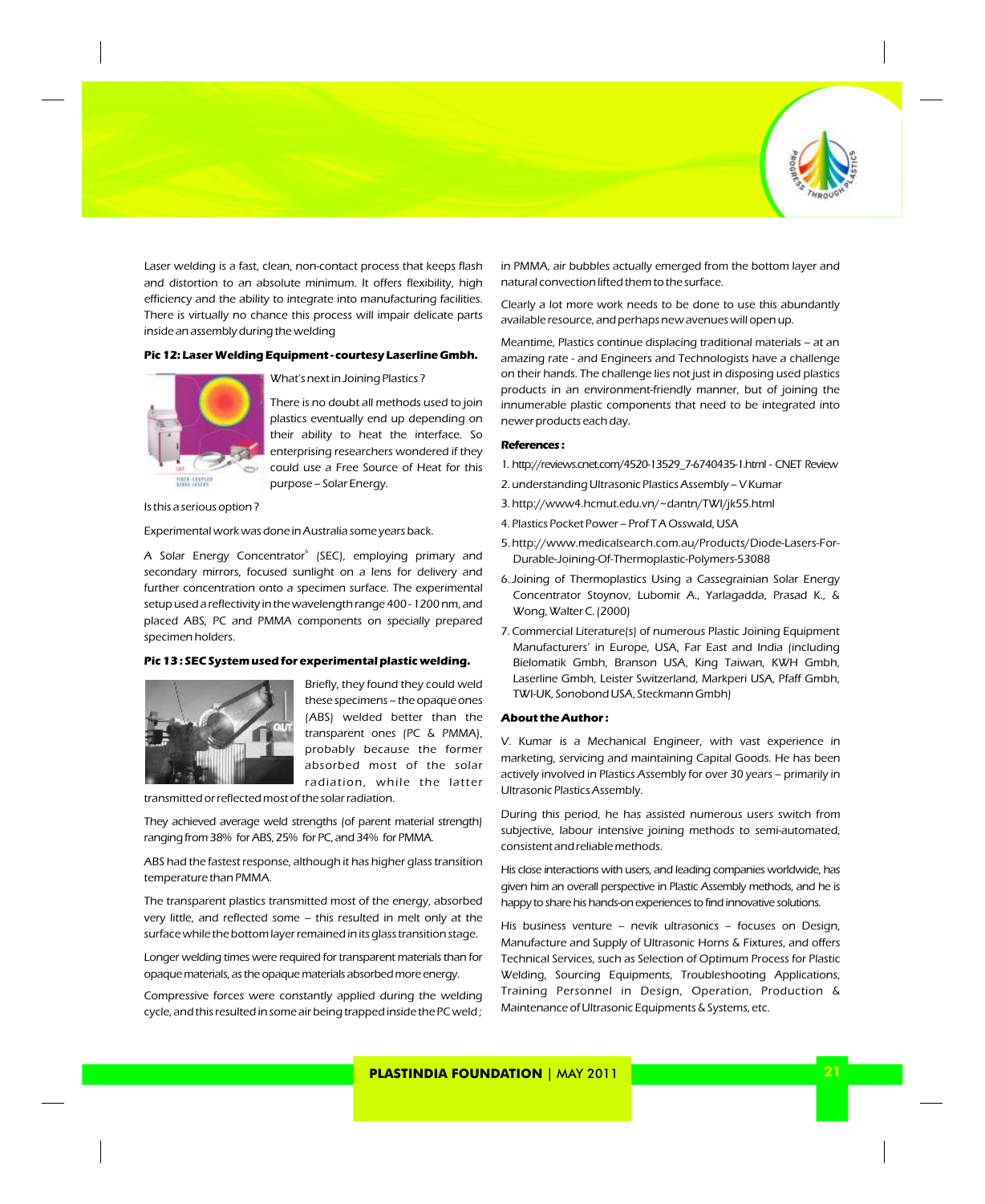Laser welding is a fast, clean, non-contact process that keeps flash and distortion to an absolute minimum. It offers flexibility, high efficiency and the ability to integrate into manufacturing facilities. There is virtually no chance this process will impair delicate parts inside an assembly during the welding

**Pic 12: Laser Welding Equipment - courtesy Laserline Gmbh.**

What's next in Joining Plastics ?

There is no doubt all methods used to join plastics eventually end up depending on their ability to heat the interface. So enterprising researchers wondered if they could use a Free Source of Heat for this purpose – Solar Energy.

Is this a serious option ?

Experimental work was done in Australia some years back.

A Solar Energy Concentrator[6] (SEC), employing primary and secondary mirrors, focused sunlight on a lens for delivery and further concentration onto a specimen surface. The experimental setup used a reflectivity in the wavelength range 400 - 1200 nm, and placed ABS, PC and PMMA components on specially prepared specimen holders.

**Pic 13 : SEC System used for experimental plastic welding.**

Briefly, they found they could weld these specimens – the opaque ones (ABS) welded better than the transparent ones (PC & PMMA), probably because the former absorbed most of the solar radiation, while the latter transmitted or reflected most of the solar radiation.

They achieved average weld strengths (of parent material strength) ranging from 38% for ABS, 25% for PC, and 34% for PMMA.

ABS had the fastest response, although it has higher glass transition temperature than PMMA.

The transparent plastics transmitted most of the energy, absorbed very little, and reflected some – this resulted in melt only at the surface while the bottom layer remained in its glass transition stage.

Longer welding times were required for transparent materials than for opaque materials, as the opaque materials absorbed more energy.

Compressive forces were constantly applied during the welding cycle, and this resulted in some air being trapped inside the PC weld ; in PMMA, air bubbles actually emerged from the bottom layer and natural convection lifted them to the surface.

Clearly a lot more work needs to be done to use this abundantly available resource, and perhaps new avenues will open up.

Meantime, Plastics continue displacing traditional materials – at an amazing rate - and Engineers and Technologists have a challenge on their hands. The challenge lies not just in disposing used plastics products in an environment-friendly manner, but of joining the innumerable plastic components that need to be integrated into newer products each day.

**References :**

1. http://reviews.cnet.com/4520-13529_7-6740435-1.html - CNET Review
2. understanding Ultrasonic Plastics Assembly – V Kumar
3. http://www4.hcmut.edu.vn/~dantn/TWI/jk55.html
4. Plastics Pocket Power – Prof T A Osswald, USA
5. http://www.medicalsearch.com.au/Products/Diode-Lasers-For-Durable-Joining-Of-Thermoplastic-Polymers-53088
6. Joining of Thermoplastics Using a Cassegrainian Solar Energy Concentrator Stoynov, Lubomir A., Yarlagadda, Prasad K., & Wong, Walter C. (2000)
7. Commercial Literature(s) of numerous Plastic Joining Equipment Manufacturers' in Europe, USA, Far East and India (including Bielomatik Gmbh, Branson USA, King Taiwan, KWH Gmbh, Laserline Gmbh, Leister Switzerland, Markperi USA, Pfaff Gmbh, TWI-UK, Sonobond USA, Steckmann Gmbh)

**About the Author :**

V. Kumar is a Mechanical Engineer, with vast experience in marketing, servicing and maintaining Capital Goods. He has been actively involved in Plastics Assembly for over 30 years – primarily in Ultrasonic Plastics Assembly.

During this period, he has assisted numerous users switch from subjective, labour intensive joining methods to semi-automated, consistent and reliable methods.

His close interactions with users, and leading companies worldwide, has given him an overall perspective in Plastic Assembly methods, and he is happy to share his hands-on experiences to find innovative solutions.

His business venture – nevik ultrasonics – focuses on Design, Manufacture and Supply of Ultrasonic Horns & Fixtures, and offers Technical Services, such as Selection of Optimum Process for Plastic Welding, Sourcing Equipments, Troubleshooting Applications, Training Personnel in Design, Operation, Production & Maintenance of Ultrasonic Equipments & Systems, etc.